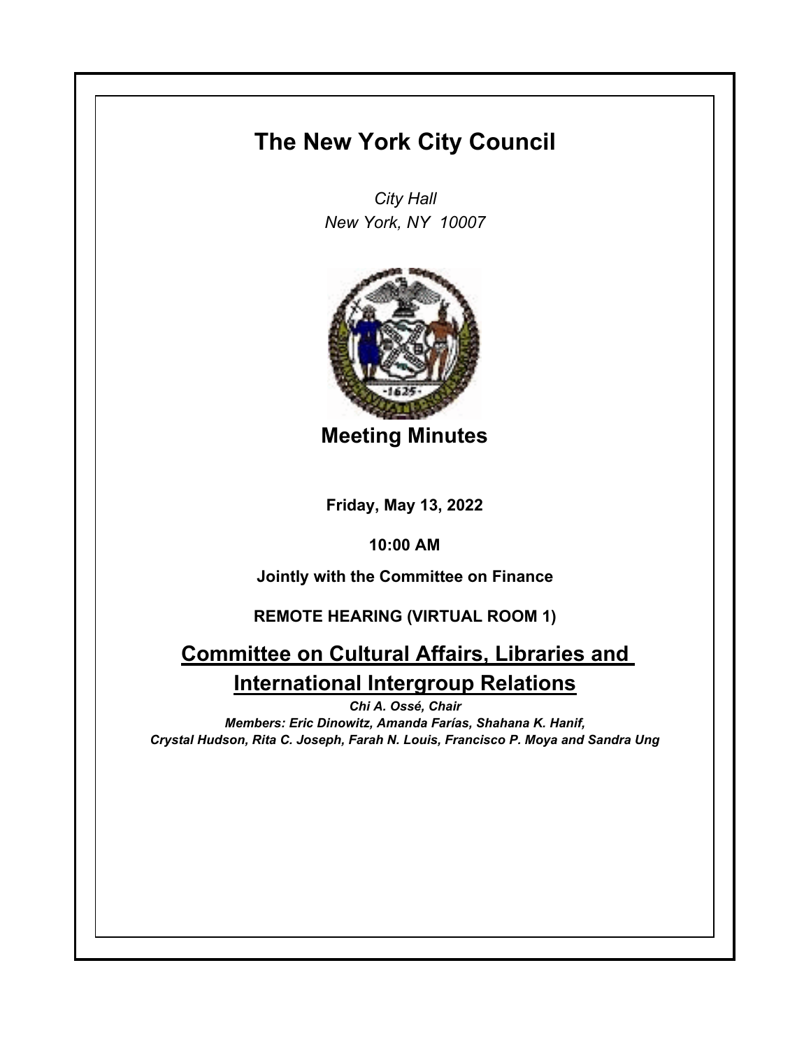# The New York City Council

*City Hall*
*New York, NY 10007*

## Meeting Minutes

**Friday, May 13, 2022**

**10:00 AM**

**Jointly with the Committee on Finance**

**REMOTE HEARING (VIRTUAL ROOM 1)**

## Committee on Cultural Affairs, Libraries and International Intergroup Relations

***Chi A. Ossé, Chair***
***Members: Eric Dinowitz, Amanda Farías, Shahana K. Hanif, Crystal Hudson, Rita C. Joseph, Farah N. Louis, Francisco P. Moya and Sandra Ung***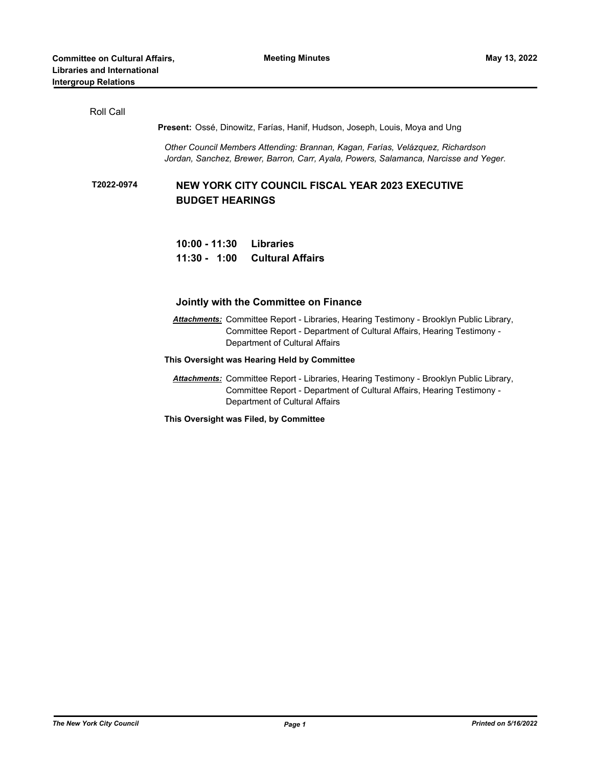Roll Call

**Present:** Ossé, Dinowitz, Farías, Hanif, Hudson, Joseph, Louis, Moya and Ung

*Other Council Members Attending: Brannan, Kagan, Farías, Velázquez, Richardson Jordan, Sanchez, Brewer, Barron, Carr, Ayala, Powers, Salamanca, Narcisse and Yeger.*

**T2022-0974**

## NEW YORK CITY COUNCIL FISCAL YEAR 2023 EXECUTIVE BUDGET HEARINGS

**10:00 - 11:30 Libraries**
**11:30 - 1:00 Cultural Affairs**

### Jointly with the Committee on Finance

***Attachments:*** Committee Report - Libraries, Hearing Testimony - Brooklyn Public Library, Committee Report - Department of Cultural Affairs, Hearing Testimony - Department of Cultural Affairs

**This Oversight was Hearing Held by Committee**

***Attachments:*** Committee Report - Libraries, Hearing Testimony - Brooklyn Public Library, Committee Report - Department of Cultural Affairs, Hearing Testimony - Department of Cultural Affairs

**This Oversight was Filed, by Committee**